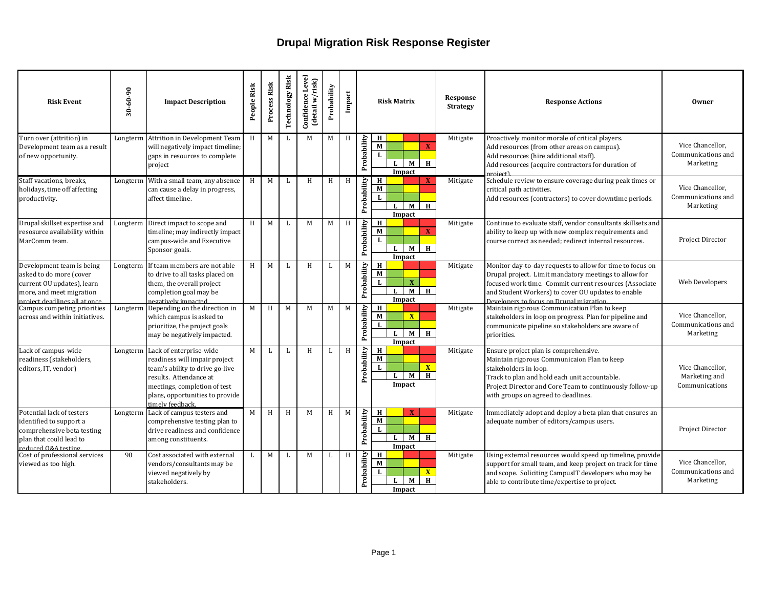# Drupal Migration Risk Response Register

| Risk Event | 30-60-90 | Impact Description | People Risk | Process Risk | Technology Risk | Confidence Level (detail w/risk) | Probability | Impact | Risk Matrix | Response Strategy | Response Actions | Owner |
|---|---|---|---|---|---|---|---|---|---|---|---|---|
| Turn over (attrition) in Development team as a result of new opportunity. | Longterm | Attrition in Development Team will negatively impact timeline; gaps in resources to complete project | H | M | L | M | M | H | Probability M / Impact H | Mitigate | Proactively monitor morale of critical players.<br>Add resources (from other areas on campus).<br>Add resources (hire additional staff).<br>Add resources (acquire contractors for duration of project). | Vice Chancellor, Communications and Marketing |
| Staff vacations, breaks, holidays, time off affecting productivity. | Longterm | With a small team, any absence can cause a delay in progress, affect timeline. | H | M | L | H | H | H | Probability H / Impact H | Mitigate | Schedule review to ensure coverage during peak times or critical path activities.<br>Add resources (contractors) to cover downtime periods. | Vice Chancellor, Communications and Marketing |
| Drupal skillset expertise and resosurce availability within MarComm team. | Longterm | Direct impact to scope and timeline; may indirectly impact campus-wide and Executive Sponsor goals. | H | M | L | M | M | H | Probability M / Impact H | Mitigate | Continue to evaluate staff, vendor consultants skillsets and ability to keep up with new complex requirements and course correct as needed; redirect internal resources. | Project Director |
| Development team is being asked to do more (cover current OU updates), learn more, and meet migration project deadlines all at once. | Longterm | If team members are not able to drive to all tasks placed on them, the overall project completion goal may be negatively impacted. | H | M | L | H | L | M | Probability L / Impact M | Mitigate | Monitor day-to-day requests to allow for time to focus on Drupal project. Limit mandatory meetings to allow for focused work time. Commit current resources (Associate and Student Workers) to cover OU updates to enable Developers to focus on Drupal migration. | Web Developers |
| Campus competing priorities across and within initiatives. | Longterm | Depending on the direction in which campus is asked to prioritize, the project goals may be negatively impacted. | M | H | M | M | M | M | Probability M / Impact M | Mitigate | Maintain rigorous Communication Plan to keep stakeholders in loop on progress. Plan for pipeline and communicate pipeline so stakeholders are aware of priorities. | Vice Chancellor, Communications and Marketing |
| Lack of campus-wide readiness (stakeholders, editors, IT, vendor) | Longterm | Lack of enterprise-wide readiness will impair project team's ability to drive go-live results. Attendance at meetings, completion of test plans, opportunities to provide timely feedback. | M | L | L | H | L | H | Probability L / Impact H | Mitigate | Ensure project plan is comprehensive.<br>Maintain rigorous Communicaion Plan to keep stakeholders in loop.<br>Track to plan and hold each unit accountable.<br>Project Director and Core Team to continuously follow-up with groups on agreed to deadlines. | Vice Chancellor, Marketing and Communications |
| Potential lack of testers identified to support a comprehensive beta testing plan that could lead to reduced Q&A testing. | Longterm | Lack of campus testers and comprehensive testing plan to drive readiness and confidence among constituents. | M | H | H | M | H | M | Probability H / Impact M | Mitigate | Immediately adopt and deploy a beta plan that ensures an adequate number of editors/campus users. | Project Director |
| Cost of professional services viewed as too high. | 90 | Cost associated with external vendors/consultants may be viewed negatively by stakeholders. | L | M | L | M | L | H | Probability L / Impact H | Mitigate | Using external resources would speed up timeline, provide support for small team, and keep project on track for time and scope. Soliciting CampusIT developers who may be able to contribute time/expertise to project. | Vice Chancellor, Communications and Marketing |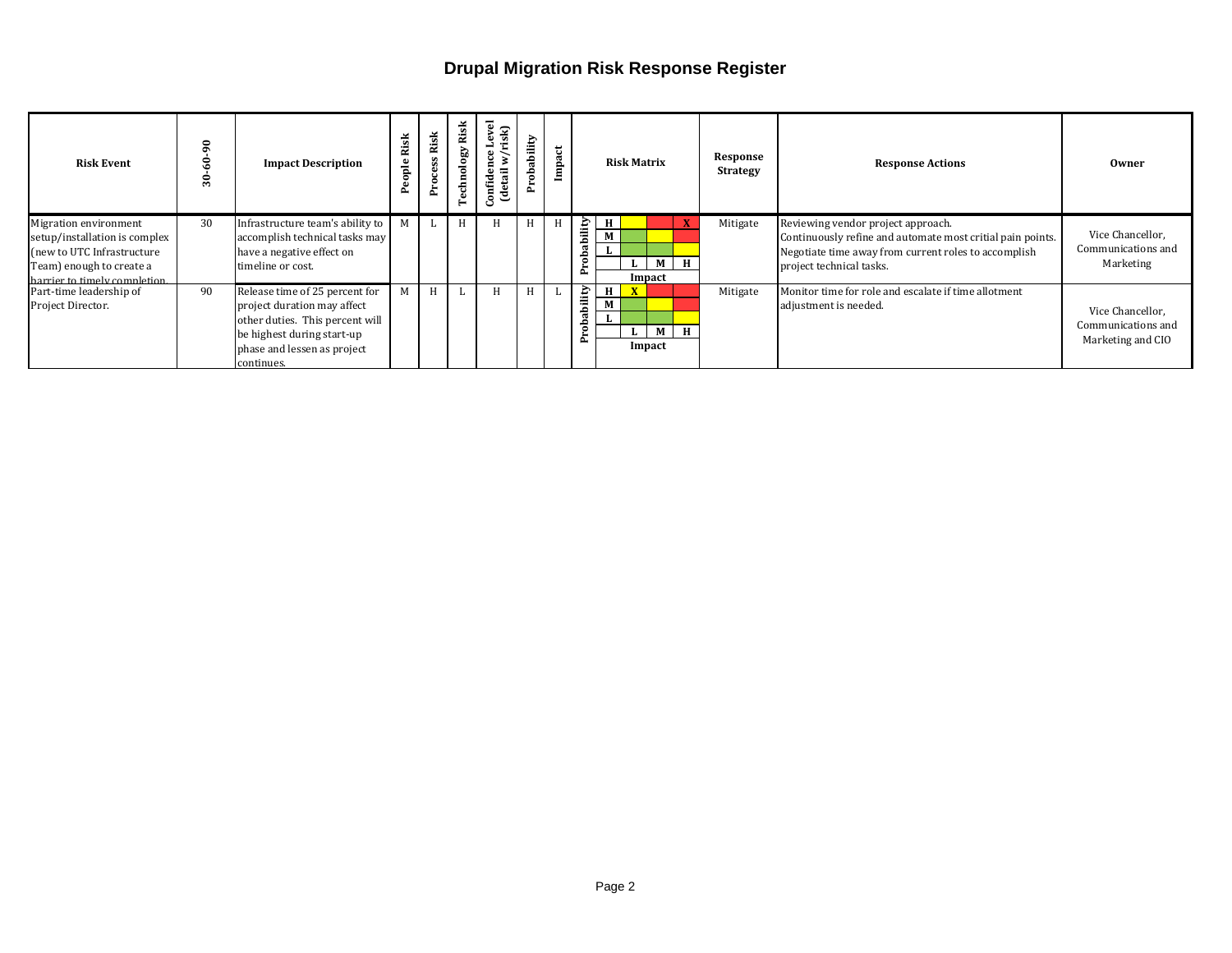# Drupal Migration Risk Response Register

| Risk Event | 30-60-90 | Impact Description | People Risk | Process Risk | Technology Risk | Confidence Level (detail w/risk) | Probability | Impact | Risk Matrix | Response Strategy | Response Actions | Owner |
|---|---|---|---|---|---|---|---|---|---|---|---|---|
| Migration environment setup/installation is complex (new to UTC Infrastructure Team) enough to create a barrier to timely completion. | 30 | Infrastructure team's ability to accomplish technical tasks may have a negative effect on timeline or cost. | M | L | H | H | H | H | Probability H / Impact H: X | Mitigate | Reviewing vendor project approach. Continuously refine and automate most critial pain points. Negotiate time away from current roles to accomplish project technical tasks. | Vice Chancellor, Communications and Marketing |
| Part-time leadership of Project Director. | 90 | Release time of 25 percent for project duration may affect other duties. This percent will be highest during start-up phase and lessen as project continues. | M | H | L | H | H | L | Probability H / Impact L: X | Mitigate | Monitor time for role and escalate if time allotment adjustment is needed. | Vice Chancellor, Communications and Marketing and CIO |